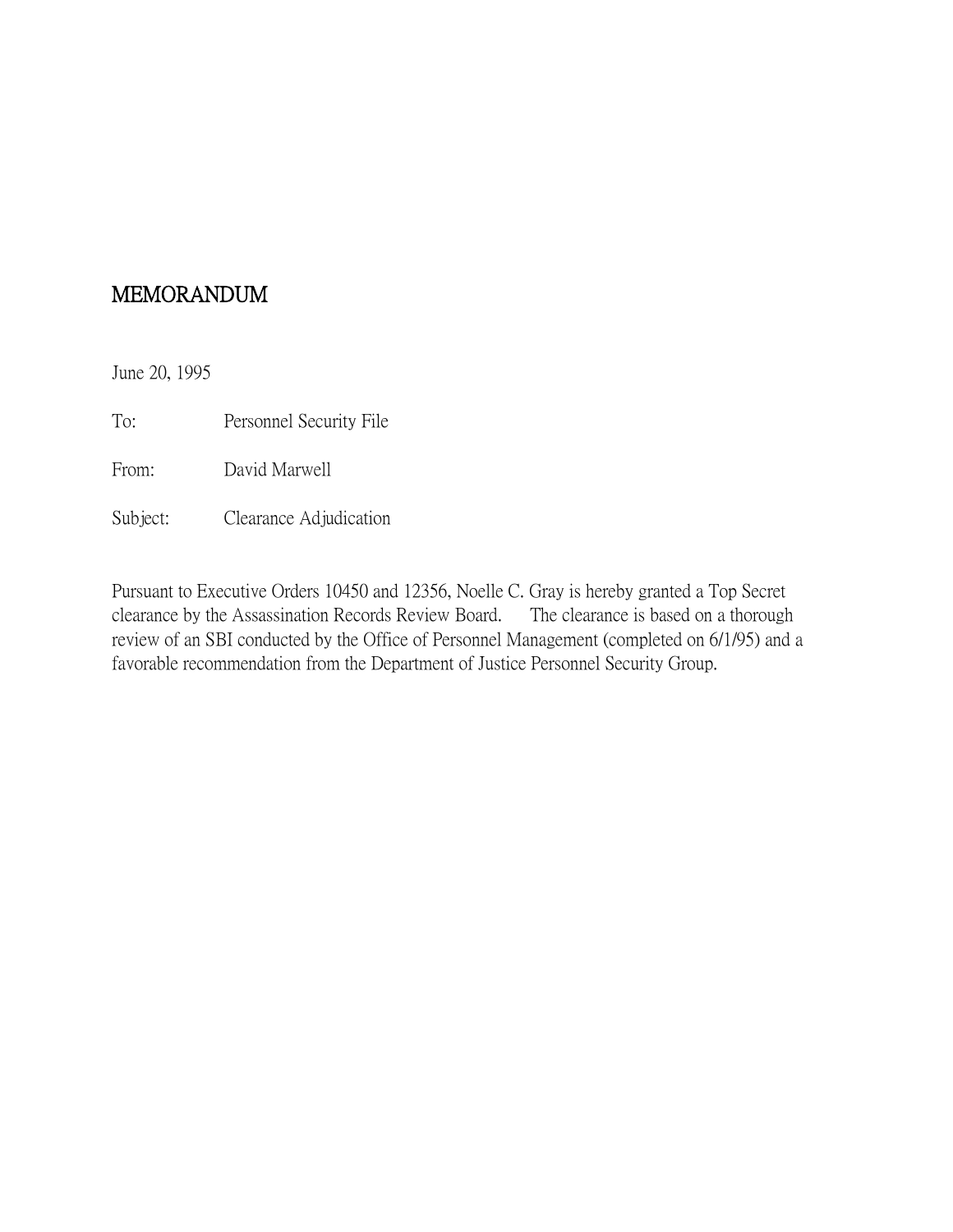# MEMORANDUM

June 20, 1995

To: Personnel Security File

From: David Marwell

Subject: Clearance Adjudication

Pursuant to Executive Orders 10450 and 12356, Noelle C. Gray is hereby granted a Top Secret clearance by the Assassination Records Review Board. The clearance is based on a thorough review of an SBI conducted by the Office of Personnel Management (completed on 6/1/95) and a favorable recommendation from the Department of Justice Personnel Security Group.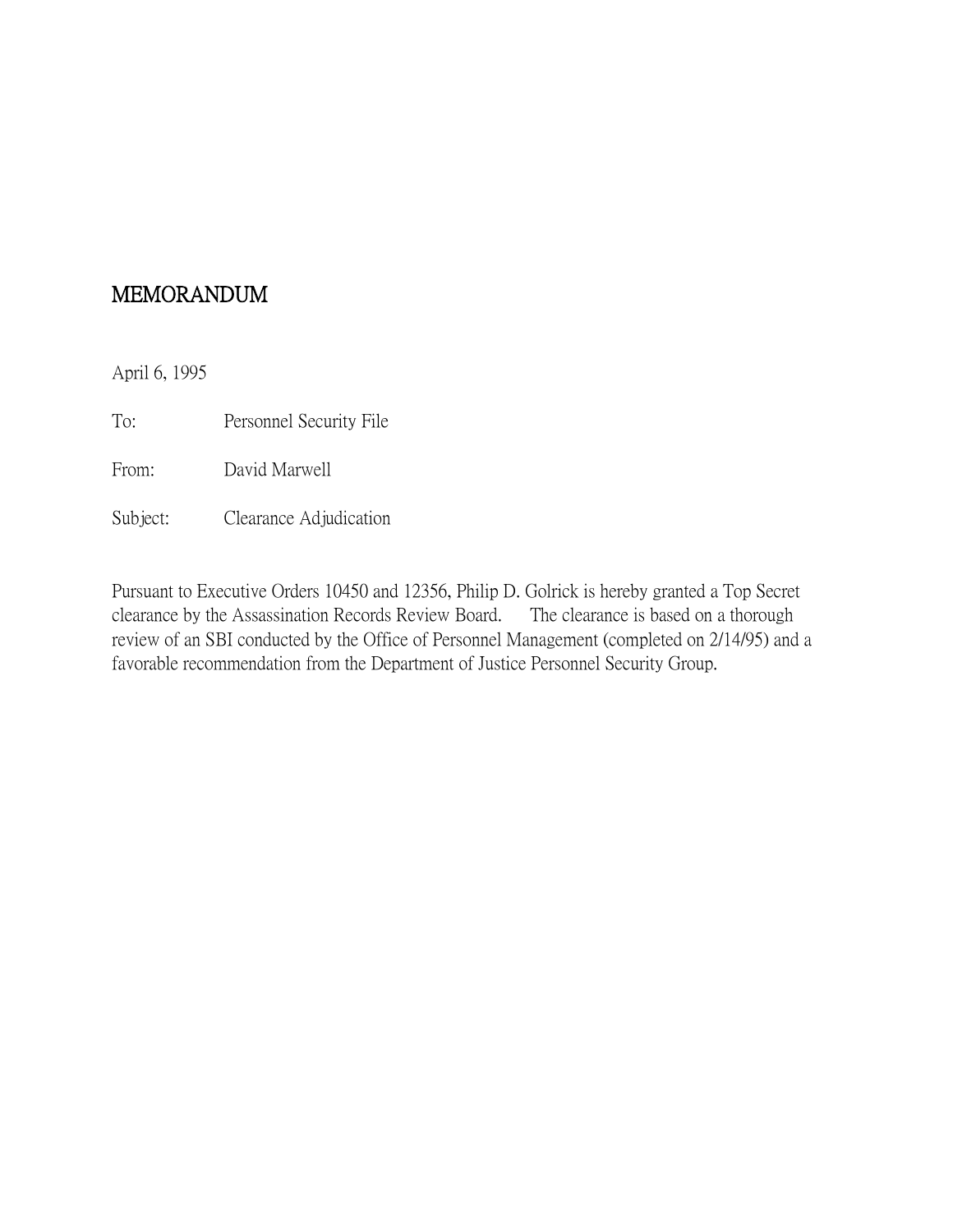# MEMORANDUM

April 6, 1995

To: Personnel Security File

From: David Marwell

Subject: Clearance Adjudication

Pursuant to Executive Orders 10450 and 12356, Philip D. Golrick is hereby granted a Top Secret clearance by the Assassination Records Review Board. The clearance is based on a thorough review of an SBI conducted by the Office of Personnel Management (completed on 2/14/95) and a favorable recommendation from the Department of Justice Personnel Security Group.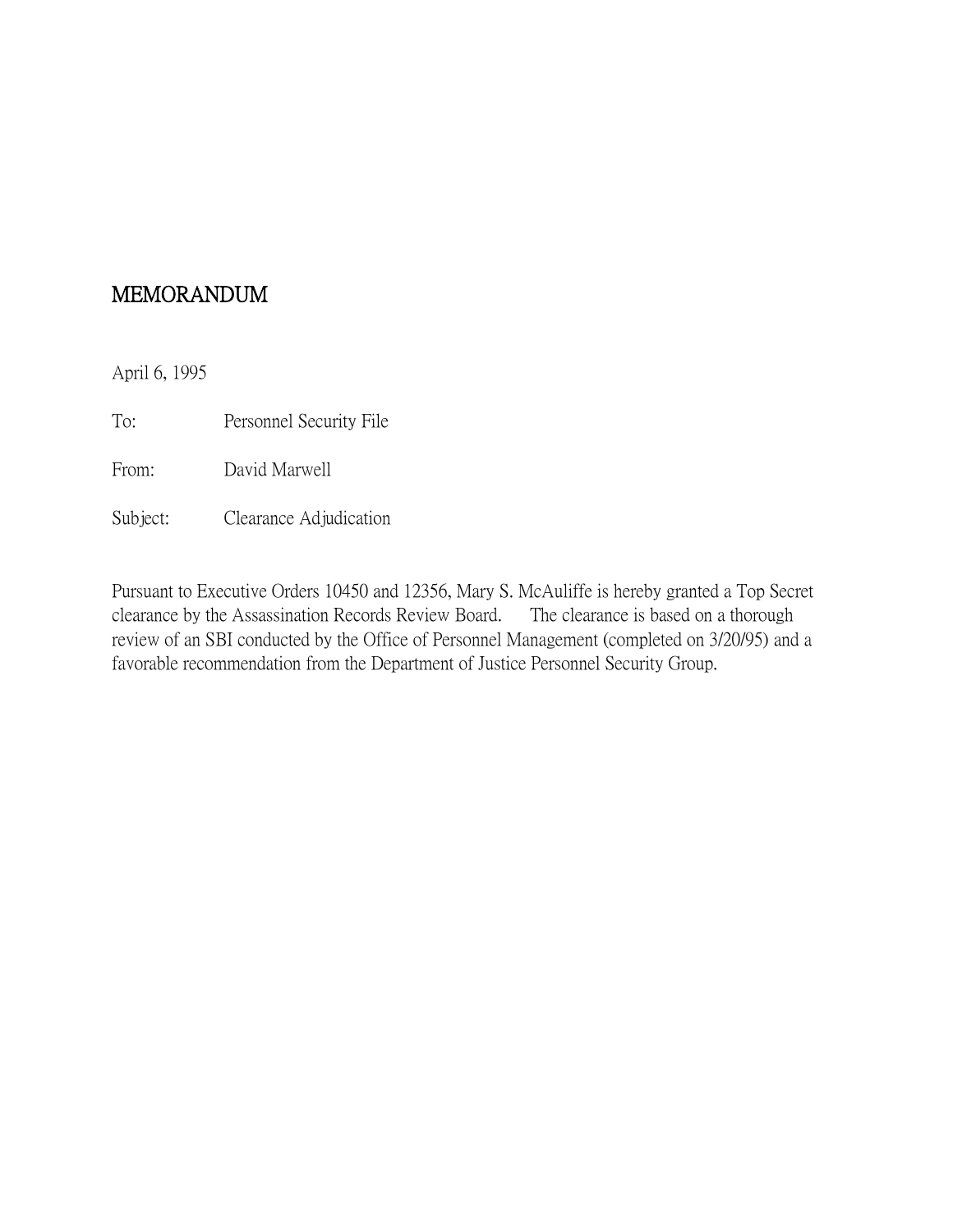# MEMORANDUM

April 6, 1995

To: Personnel Security File

From: David Marwell

Subject: Clearance Adjudication

Pursuant to Executive Orders 10450 and 12356, Mary S. McAuliffe is hereby granted a Top Secret clearance by the Assassination Records Review Board. The clearance is based on a thorough review of an SBI conducted by the Office of Personnel Management (completed on 3/20/95) and a favorable recommendation from the Department of Justice Personnel Security Group.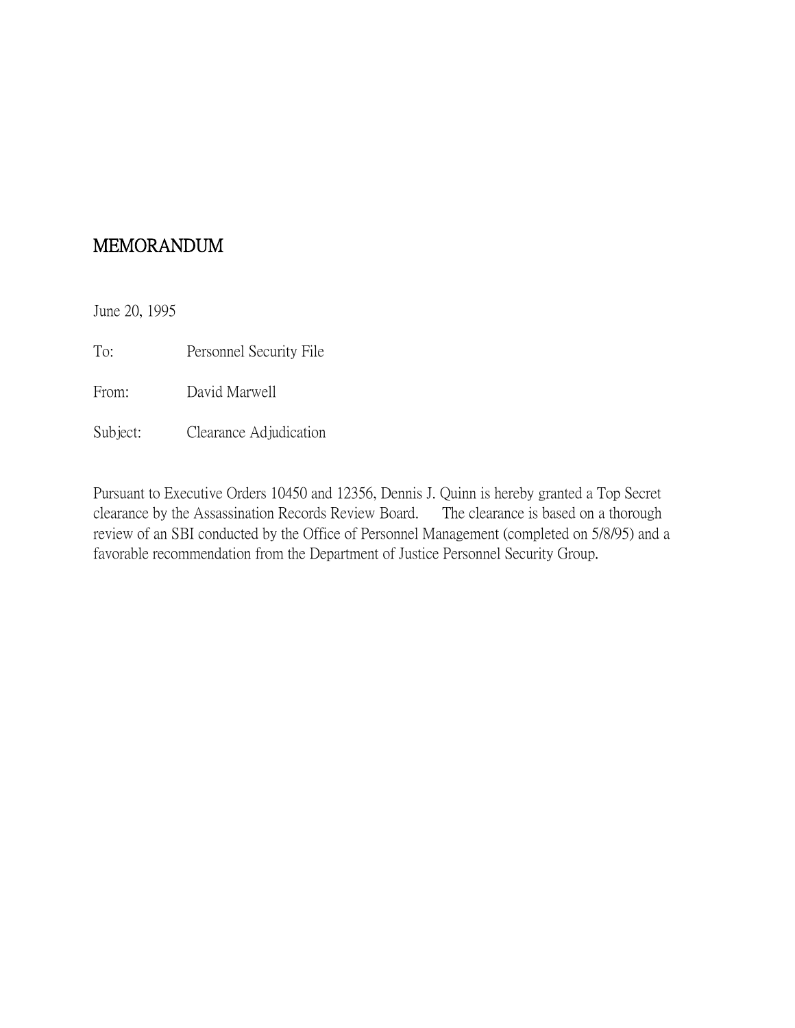# MEMORANDUM

June 20, 1995

To: Personnel Security File

From: David Marwell

Subject: Clearance Adjudication

Pursuant to Executive Orders 10450 and 12356, Dennis J. Quinn is hereby granted a Top Secret clearance by the Assassination Records Review Board. The clearance is based on a thorough review of an SBI conducted by the Office of Personnel Management (completed on 5/8/95) and a favorable recommendation from the Department of Justice Personnel Security Group.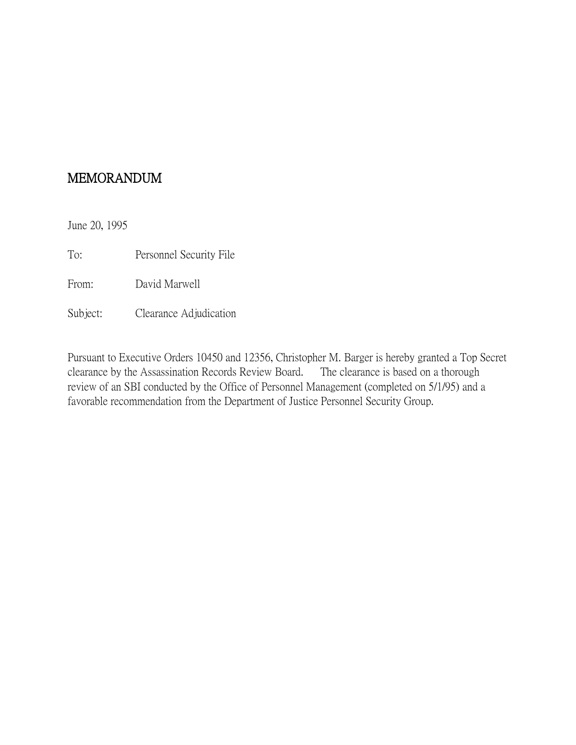# MEMORANDUM

June 20, 1995

To: Personnel Security File

From: David Marwell

Subject: Clearance Adjudication

Pursuant to Executive Orders 10450 and 12356, Christopher M. Barger is hereby granted a Top Secret clearance by the Assassination Records Review Board. The clearance is based on a thorough review of an SBI conducted by the Office of Personnel Management (completed on 5/1/95) and a favorable recommendation from the Department of Justice Personnel Security Group.